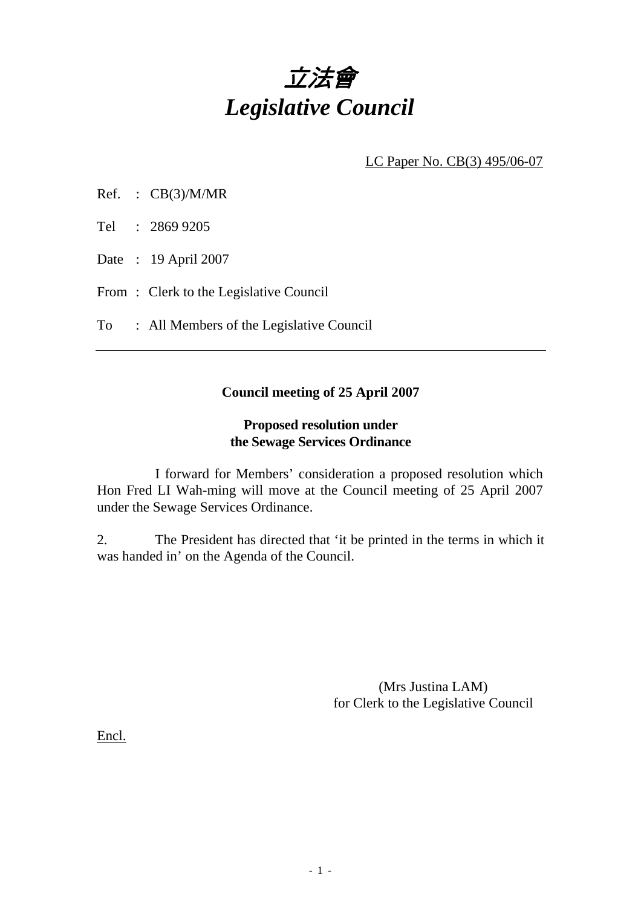# *立法會*
# *Legislative Council*

LC Paper No. CB(3) 495/06-07

Ref. : CB(3)/M/MR

Tel : 2869 9205

Date : 19 April 2007

From : Clerk to the Legislative Council

To : All Members of the Legislative Council

---

**Council meeting of 25 April 2007**

**Proposed resolution under the Sewage Services Ordinance**

I forward for Members' consideration a proposed resolution which Hon Fred LI Wah-ming will move at the Council meeting of 25 April 2007 under the Sewage Services Ordinance.

2. The President has directed that 'it be printed in the terms in which it was handed in' on the Agenda of the Council.

(Mrs Justina LAM)
for Clerk to the Legislative Council

Encl.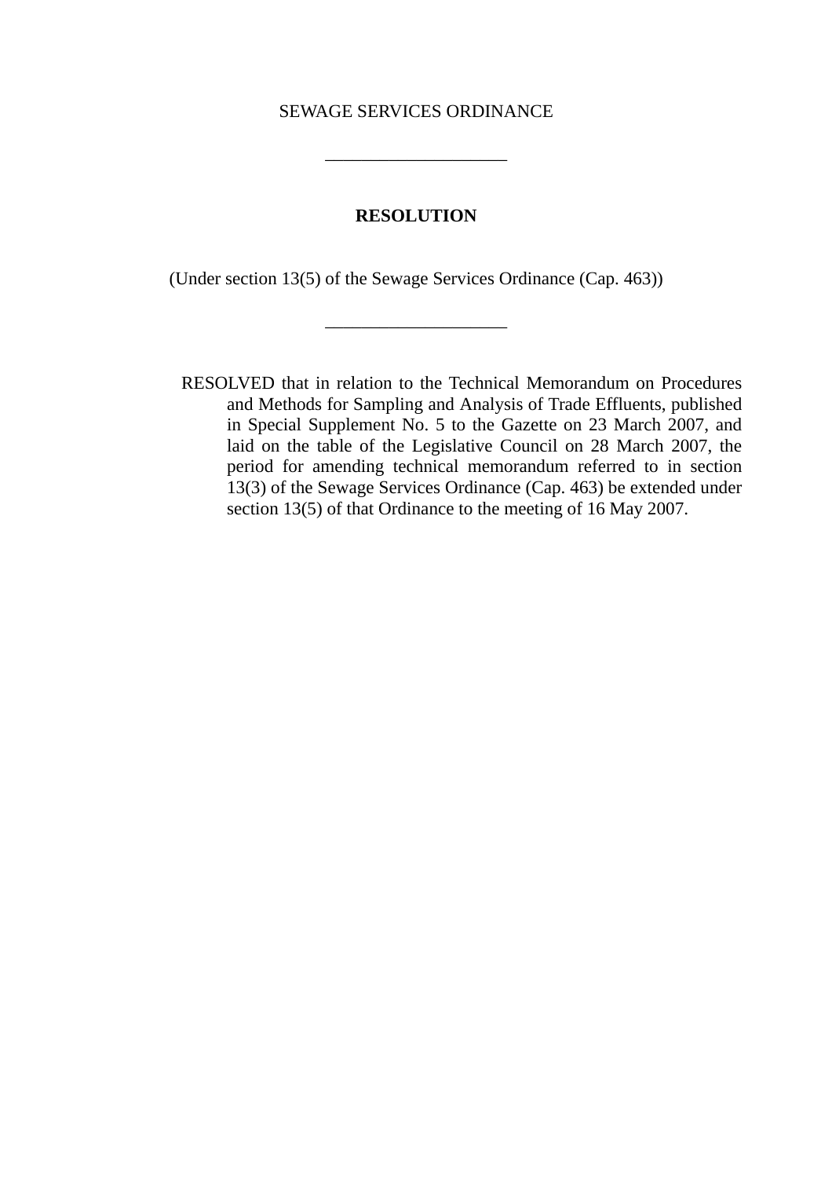SEWAGE SERVICES ORDINANCE

---

**RESOLUTION**

(Under section 13(5) of the Sewage Services Ordinance (Cap. 463))

---

RESOLVED that in relation to the Technical Memorandum on Procedures and Methods for Sampling and Analysis of Trade Effluents, published in Special Supplement No. 5 to the Gazette on 23 March 2007, and laid on the table of the Legislative Council on 28 March 2007, the period for amending technical memorandum referred to in section 13(3) of the Sewage Services Ordinance (Cap. 463) be extended under section 13(5) of that Ordinance to the meeting of 16 May 2007.